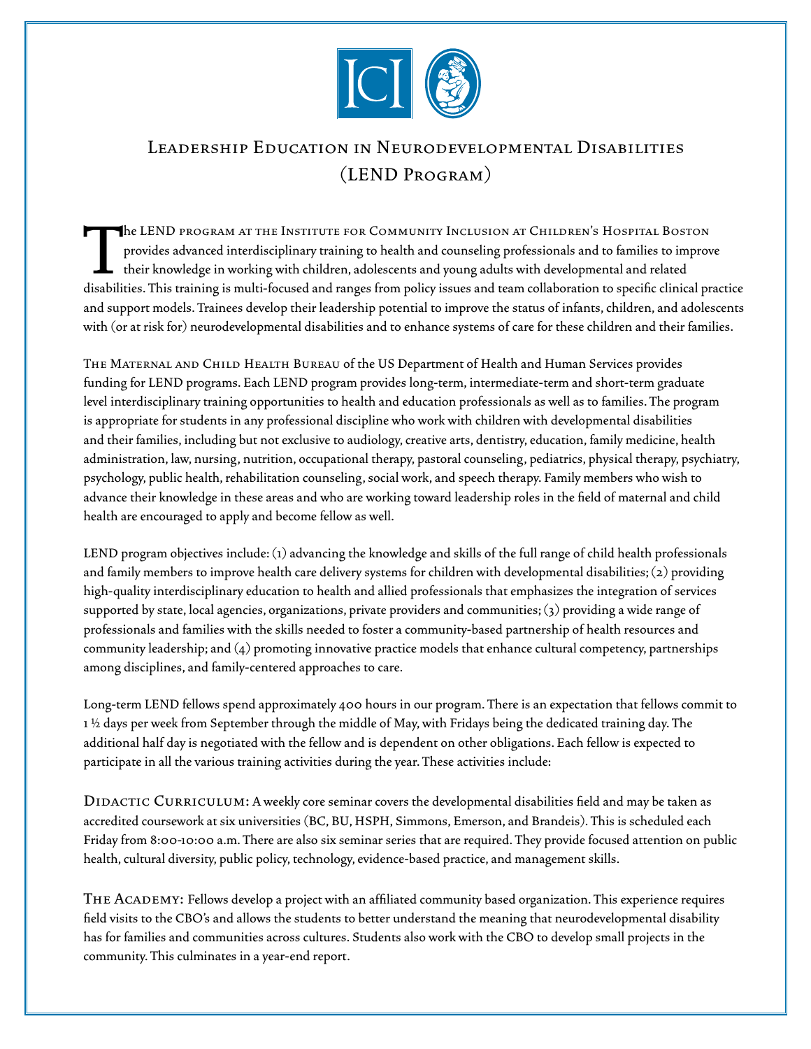# Leadership Education in Neurodevelopmental Disabilities (LEND Program)

The LEND program at the Institute for Community Inclusion at Children's Hospital Boston provides advanced interdisciplinary training to health and counseling professionals and to families to improve their knowledge in working with children, adolescents and young adults with developmental and related disabilities. This training is multi-focused and ranges from policy issues and team collaboration to specific clinical practice and support models. Trainees develop their leadership potential to improve the status of infants, children, and adolescents with (or at risk for) neurodevelopmental disabilities and to enhance systems of care for these children and their families.

The Maternal and Child Health Bureau of the US Department of Health and Human Services provides funding for LEND programs. Each LEND program provides long-term, intermediate-term and short-term graduate level interdisciplinary training opportunities to health and education professionals as well as to families. The program is appropriate for students in any professional discipline who work with children with developmental disabilities and their families, including but not exclusive to audiology, creative arts, dentistry, education, family medicine, health administration, law, nursing, nutrition, occupational therapy, pastoral counseling, pediatrics, physical therapy, psychiatry, psychology, public health, rehabilitation counseling, social work, and speech therapy. Family members who wish to advance their knowledge in these areas and who are working toward leadership roles in the field of maternal and child health are encouraged to apply and become fellow as well.

LEND program objectives include: (1) advancing the knowledge and skills of the full range of child health professionals and family members to improve health care delivery systems for children with developmental disabilities; (2) providing high-quality interdisciplinary education to health and allied professionals that emphasizes the integration of services supported by state, local agencies, organizations, private providers and communities; (3) providing a wide range of professionals and families with the skills needed to foster a community-based partnership of health resources and community leadership; and (4) promoting innovative practice models that enhance cultural competency, partnerships among disciplines, and family-centered approaches to care.

Long-term LEND fellows spend approximately 400 hours in our program. There is an expectation that fellows commit to 1 ½ days per week from September through the middle of May, with Fridays being the dedicated training day. The additional half day is negotiated with the fellow and is dependent on other obligations. Each fellow is expected to participate in all the various training activities during the year. These activities include:

**Didactic Curriculum:** A weekly core seminar covers the developmental disabilities field and may be taken as accredited coursework at six universities (BC, BU, HSPH, Simmons, Emerson, and Brandeis). This is scheduled each Friday from 8:00-10:00 a.m. There are also six seminar series that are required. They provide focused attention on public health, cultural diversity, public policy, technology, evidence-based practice, and management skills.

**The Academy:** Fellows develop a project with an affiliated community based organization. This experience requires field visits to the CBO's and allows the students to better understand the meaning that neurodevelopmental disability has for families and communities across cultures. Students also work with the CBO to develop small projects in the community. This culminates in a year-end report.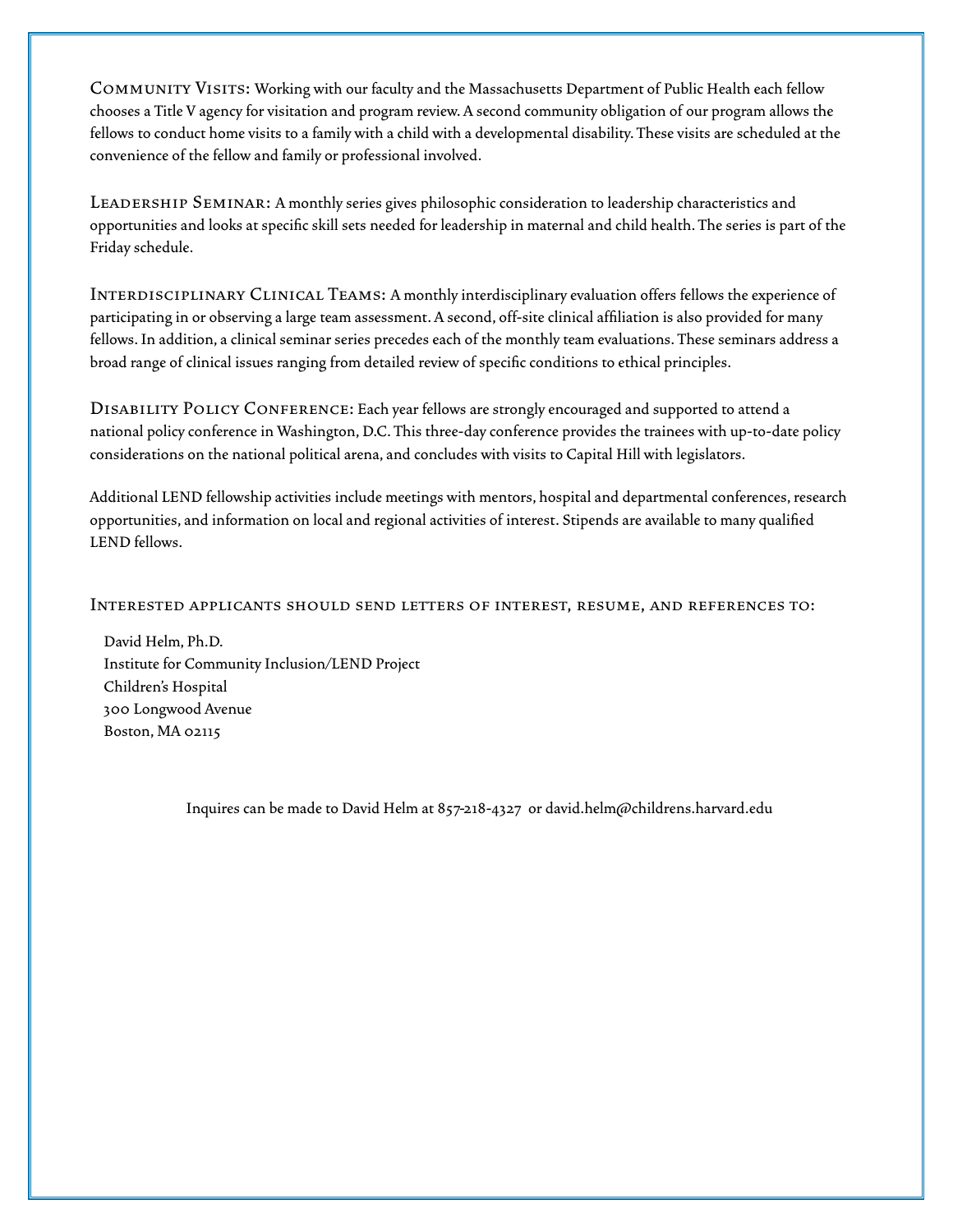**Community Visits:** Working with our faculty and the Massachusetts Department of Public Health each fellow chooses a Title V agency for visitation and program review. A second community obligation of our program allows the fellows to conduct home visits to a family with a child with a developmental disability. These visits are scheduled at the convenience of the fellow and family or professional involved.

**Leadership Seminar:** A monthly series gives philosophic consideration to leadership characteristics and opportunities and looks at specific skill sets needed for leadership in maternal and child health. The series is part of the Friday schedule.

**Interdisciplinary Clinical Teams:** A monthly interdisciplinary evaluation offers fellows the experience of participating in or observing a large team assessment. A second, off-site clinical affiliation is also provided for many fellows. In addition, a clinical seminar series precedes each of the monthly team evaluations. These seminars address a broad range of clinical issues ranging from detailed review of specific conditions to ethical principles.

**Disability Policy Conference:** Each year fellows are strongly encouraged and supported to attend a national policy conference in Washington, D.C. This three-day conference provides the trainees with up-to-date policy considerations on the national political arena, and concludes with visits to Capital Hill with legislators.

Additional LEND fellowship activities include meetings with mentors, hospital and departmental conferences, research opportunities, and information on local and regional activities of interest. Stipends are available to many qualified LEND fellows.

**Interested applicants should send letters of interest, resume, and references to:**

David Helm, Ph.D.
Institute for Community Inclusion/LEND Project
Children's Hospital
300 Longwood Avenue
Boston, MA 02115

Inquires can be made to David Helm at 857-218-4327 or david.helm@childrens.harvard.edu